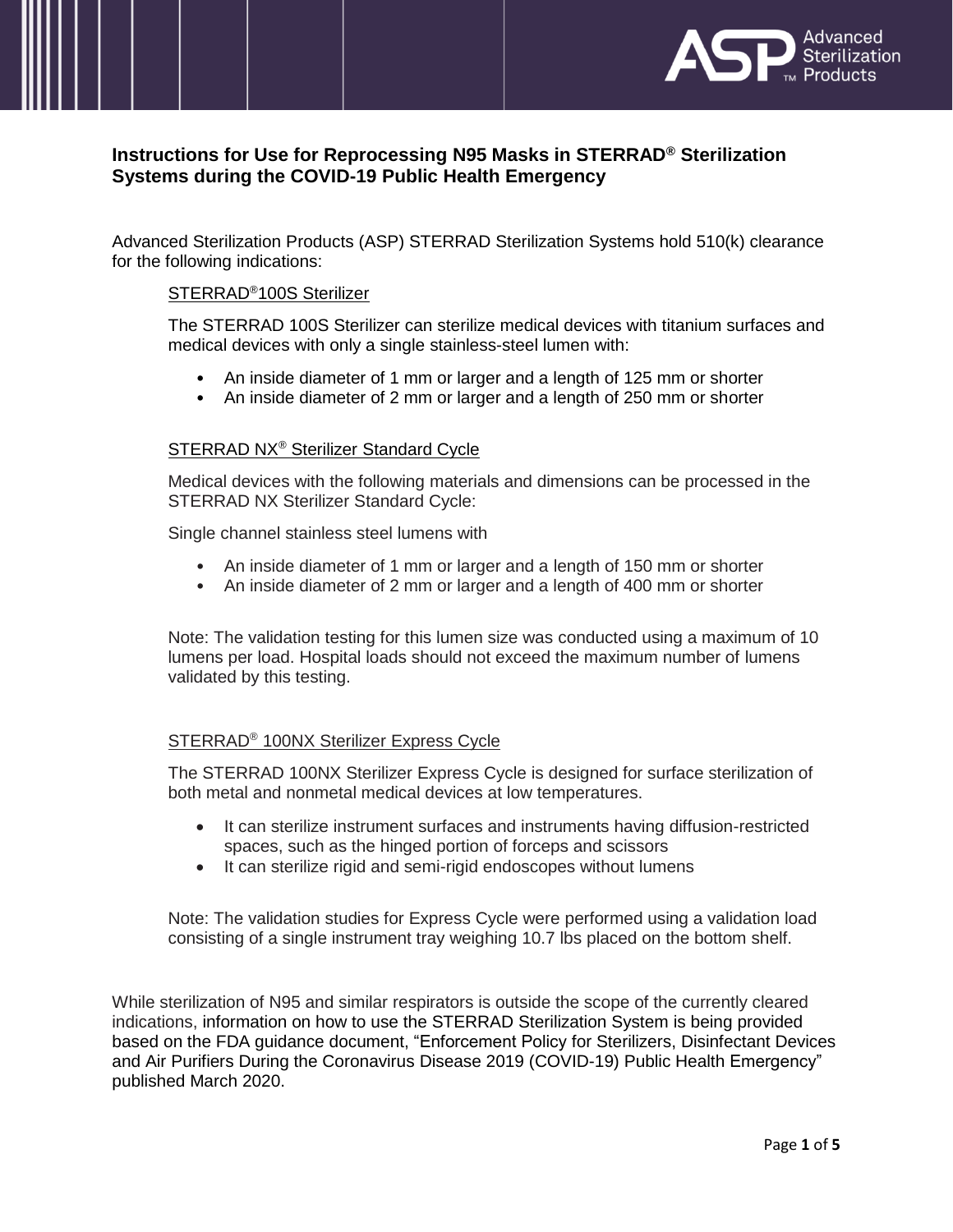# Instructions for Use for Reprocessing N95 Masks in STERRAD® Sterilization Systems during the COVID-19 Public Health Emergency

Advanced Sterilization Products (ASP) STERRAD Sterilization Systems hold 510(k) clearance for the following indications:

STERRAD®100S Sterilizer

The STERRAD 100S Sterilizer can sterilize medical devices with titanium surfaces and medical devices with only a single stainless-steel lumen with:

- An inside diameter of 1 mm or larger and a length of 125 mm or shorter
- An inside diameter of 2 mm or larger and a length of 250 mm or shorter

STERRAD NX® Sterilizer Standard Cycle

Medical devices with the following materials and dimensions can be processed in the STERRAD NX Sterilizer Standard Cycle:

Single channel stainless steel lumens with

- An inside diameter of 1 mm or larger and a length of 150 mm or shorter
- An inside diameter of 2 mm or larger and a length of 400 mm or shorter

Note: The validation testing for this lumen size was conducted using a maximum of 10 lumens per load. Hospital loads should not exceed the maximum number of lumens validated by this testing.

STERRAD® 100NX Sterilizer Express Cycle

The STERRAD 100NX Sterilizer Express Cycle is designed for surface sterilization of both metal and nonmetal medical devices at low temperatures.

- It can sterilize instrument surfaces and instruments having diffusion-restricted spaces, such as the hinged portion of forceps and scissors
- It can sterilize rigid and semi-rigid endoscopes without lumens

Note: The validation studies for Express Cycle were performed using a validation load consisting of a single instrument tray weighing 10.7 lbs placed on the bottom shelf.

While sterilization of N95 and similar respirators is outside the scope of the currently cleared indications, information on how to use the STERRAD Sterilization System is being provided based on the FDA guidance document, "Enforcement Policy for Sterilizers, Disinfectant Devices and Air Purifiers During the Coronavirus Disease 2019 (COVID-19) Public Health Emergency" published March 2020.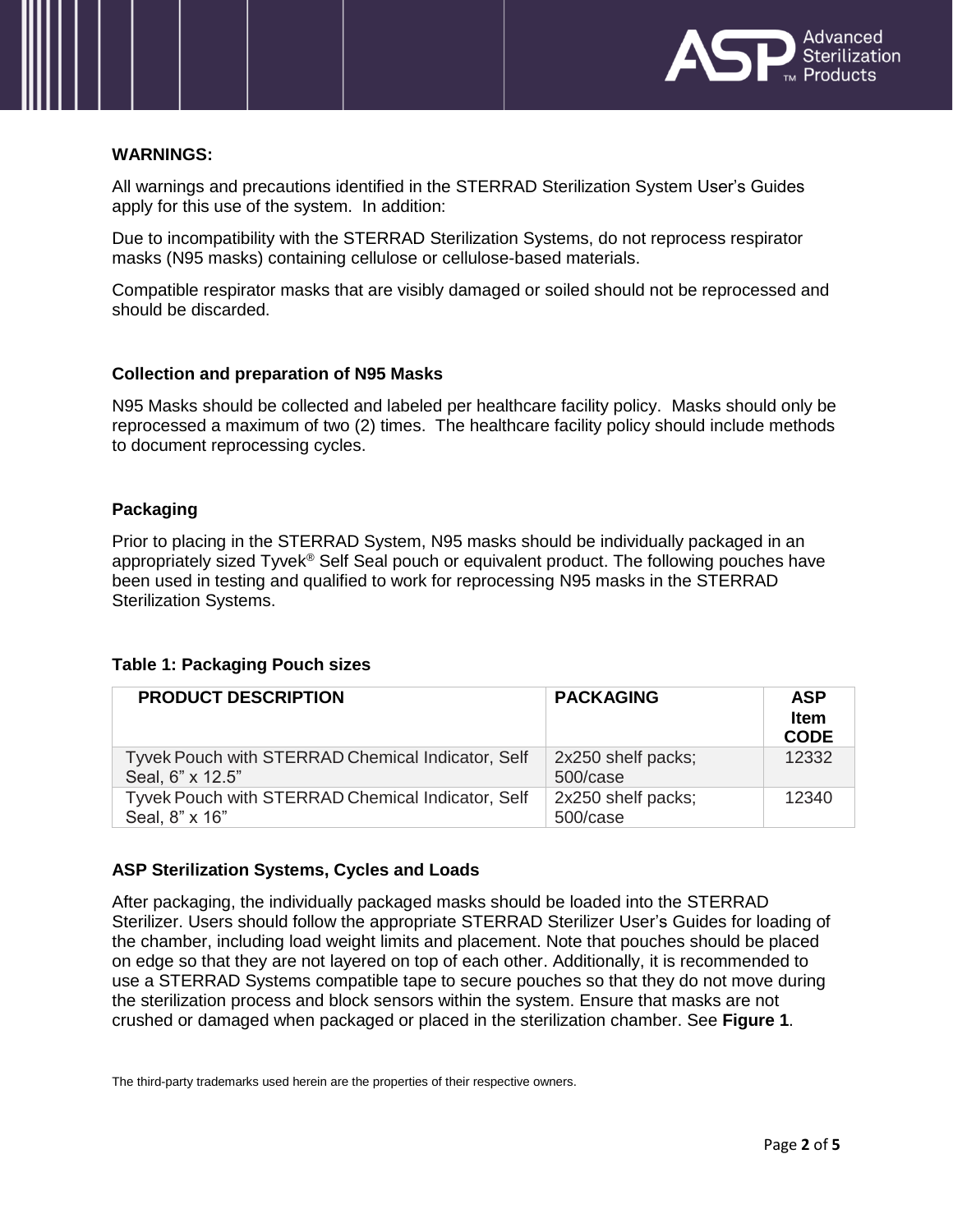**WARNINGS:**

All warnings and precautions identified in the STERRAD Sterilization System User's Guides apply for this use of the system. In addition:

Due to incompatibility with the STERRAD Sterilization Systems, do not reprocess respirator masks (N95 masks) containing cellulose or cellulose-based materials.

Compatible respirator masks that are visibly damaged or soiled should not be reprocessed and should be discarded.

**Collection and preparation of N95 Masks**

N95 Masks should be collected and labeled per healthcare facility policy. Masks should only be reprocessed a maximum of two (2) times. The healthcare facility policy should include methods to document reprocessing cycles.

**Packaging**

Prior to placing in the STERRAD System, N95 masks should be individually packaged in an appropriately sized Tyvek® Self Seal pouch or equivalent product. The following pouches have been used in testing and qualified to work for reprocessing N95 masks in the STERRAD Sterilization Systems.

**Table 1: Packaging Pouch sizes**

| PRODUCT DESCRIPTION | PACKAGING | ASP Item CODE |
|---|---|---|
| Tyvek Pouch with STERRAD Chemical Indicator, Self Seal, 6" x 12.5" | 2x250 shelf packs; 500/case | 12332 |
| Tyvek Pouch with STERRAD Chemical Indicator, Self Seal, 8" x 16" | 2x250 shelf packs; 500/case | 12340 |

**ASP Sterilization Systems, Cycles and Loads**

After packaging, the individually packaged masks should be loaded into the STERRAD Sterilizer. Users should follow the appropriate STERRAD Sterilizer User's Guides for loading of the chamber, including load weight limits and placement. Note that pouches should be placed on edge so that they are not layered on top of each other. Additionally, it is recommended to use a STERRAD Systems compatible tape to secure pouches so that they do not move during the sterilization process and block sensors within the system. Ensure that masks are not crushed or damaged when packaged or placed in the sterilization chamber. See **Figure 1**.

The third-party trademarks used herein are the properties of their respective owners.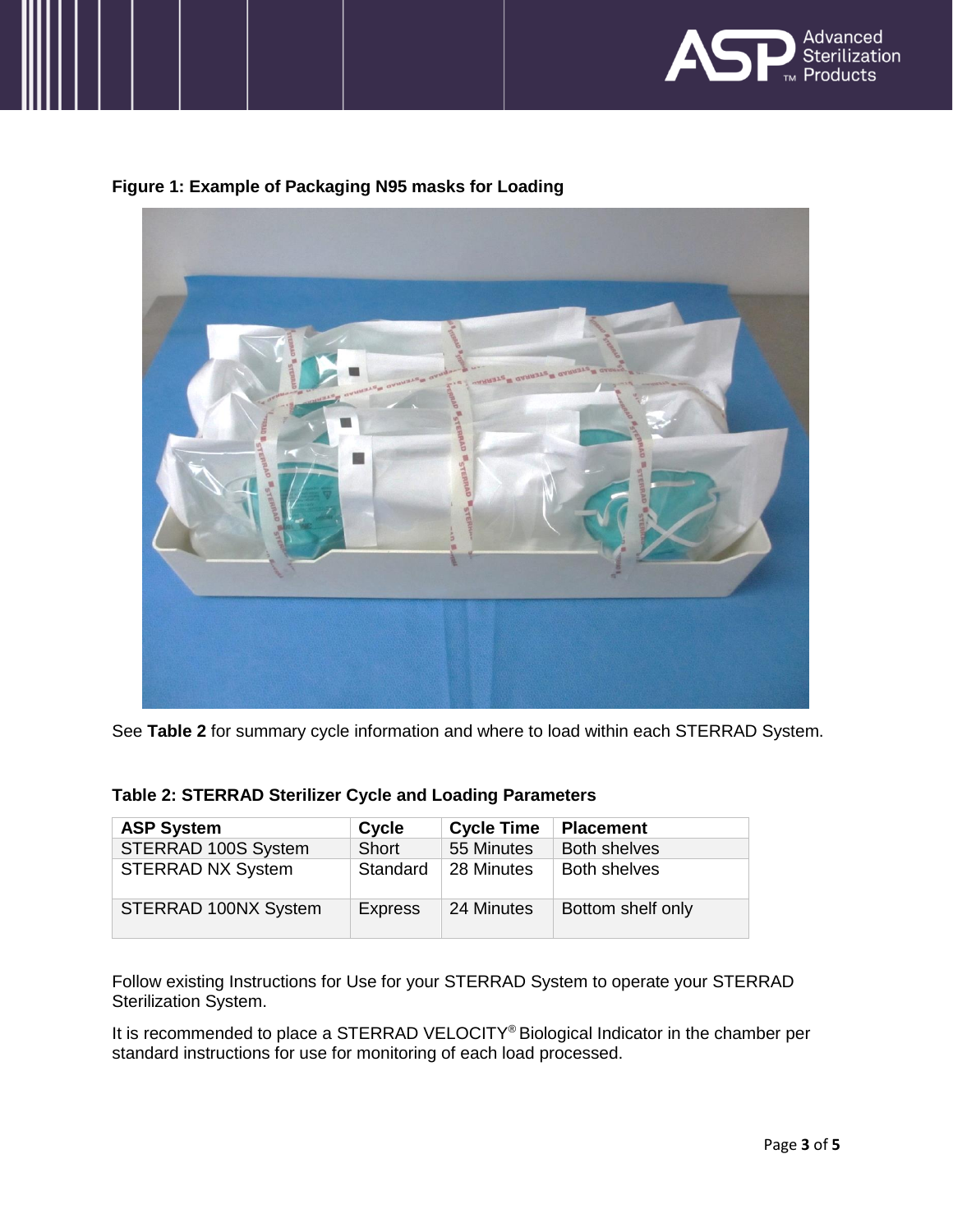**Figure 1: Example of Packaging N95 masks for Loading**

See **Table 2** for summary cycle information and where to load within each STERRAD System.

**Table 2: STERRAD Sterilizer Cycle and Loading Parameters**

| ASP System | Cycle | Cycle Time | Placement |
|---|---|---|---|
| STERRAD 100S System | Short | 55 Minutes | Both shelves |
| STERRAD NX System | Standard | 28 Minutes | Both shelves |
| STERRAD 100NX System | Express | 24 Minutes | Bottom shelf only |

Follow existing Instructions for Use for your STERRAD System to operate your STERRAD Sterilization System.

It is recommended to place a STERRAD VELOCITY® Biological Indicator in the chamber per standard instructions for use for monitoring of each load processed.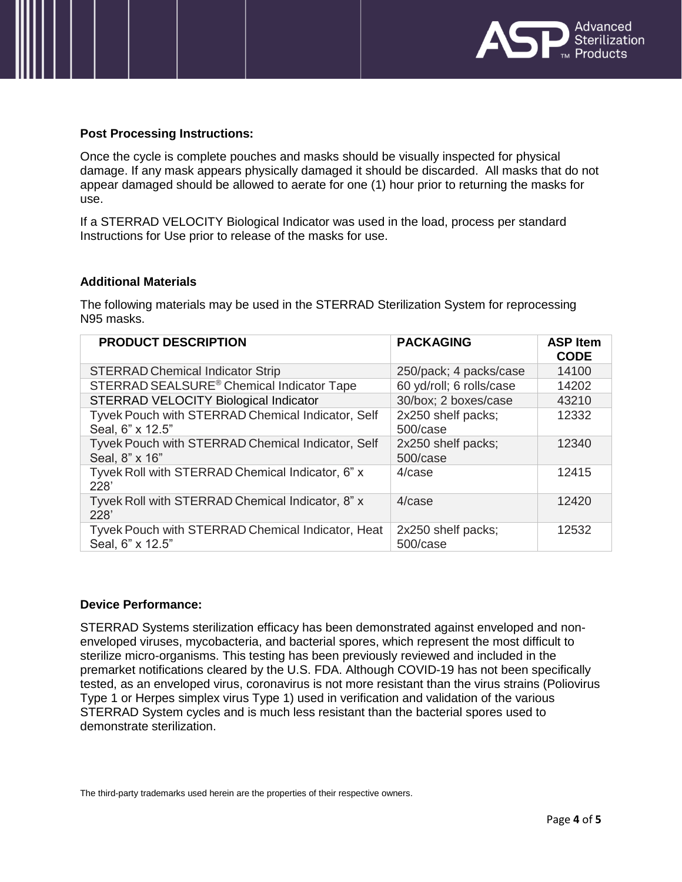**Post Processing Instructions:**

Once the cycle is complete pouches and masks should be visually inspected for physical damage. If any mask appears physically damaged it should be discarded. All masks that do not appear damaged should be allowed to aerate for one (1) hour prior to returning the masks for use.

If a STERRAD VELOCITY Biological Indicator was used in the load, process per standard Instructions for Use prior to release of the masks for use.

**Additional Materials**

The following materials may be used in the STERRAD Sterilization System for reprocessing N95 masks.

| PRODUCT DESCRIPTION | PACKAGING | ASP Item CODE |
| --- | --- | --- |
| STERRAD Chemical Indicator Strip | 250/pack; 4 packs/case | 14100 |
| STERRAD SEALSURE® Chemical Indicator Tape | 60 yd/roll; 6 rolls/case | 14202 |
| STERRAD VELOCITY Biological Indicator | 30/box; 2 boxes/case | 43210 |
| Tyvek Pouch with STERRAD Chemical Indicator, Self Seal, 6" x 12.5" | 2x250 shelf packs; 500/case | 12332 |
| Tyvek Pouch with STERRAD Chemical Indicator, Self Seal, 8" x 16" | 2x250 shelf packs; 500/case | 12340 |
| Tyvek Roll with STERRAD Chemical Indicator, 6" x 228' | 4/case | 12415 |
| Tyvek Roll with STERRAD Chemical Indicator, 8" x 228' | 4/case | 12420 |
| Tyvek Pouch with STERRAD Chemical Indicator, Heat Seal, 6" x 12.5" | 2x250 shelf packs; 500/case | 12532 |

**Device Performance:**

STERRAD Systems sterilization efficacy has been demonstrated against enveloped and non-enveloped viruses, mycobacteria, and bacterial spores, which represent the most difficult to sterilize micro-organisms. This testing has been previously reviewed and included in the premarket notifications cleared by the U.S. FDA. Although COVID-19 has not been specifically tested, as an enveloped virus, coronavirus is not more resistant than the virus strains (Poliovirus Type 1 or Herpes simplex virus Type 1) used in verification and validation of the various STERRAD System cycles and is much less resistant than the bacterial spores used to demonstrate sterilization.

The third-party trademarks used herein are the properties of their respective owners.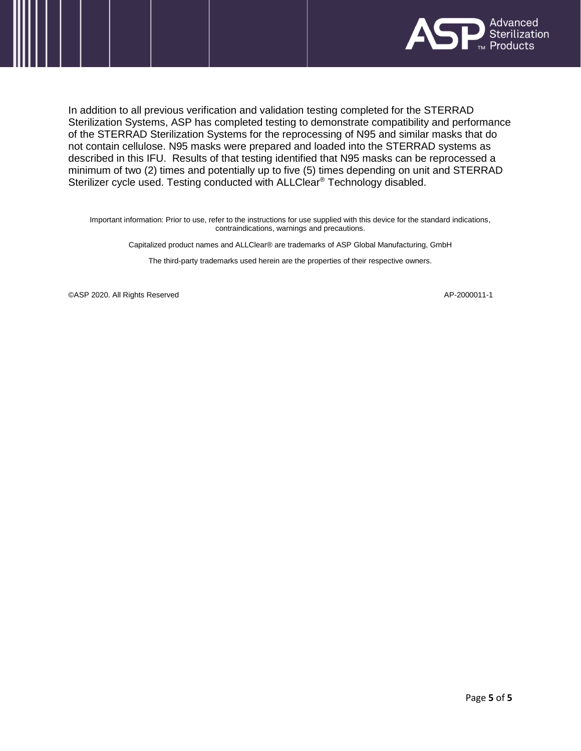In addition to all previous verification and validation testing completed for the STERRAD Sterilization Systems, ASP has completed testing to demonstrate compatibility and performance of the STERRAD Sterilization Systems for the reprocessing of N95 and similar masks that do not contain cellulose. N95 masks were prepared and loaded into the STERRAD systems as described in this IFU. Results of that testing identified that N95 masks can be reprocessed a minimum of two (2) times and potentially up to five (5) times depending on unit and STERRAD Sterilizer cycle used. Testing conducted with ALLClear® Technology disabled.

Important information: Prior to use, refer to the instructions for use supplied with this device for the standard indications, contraindications, warnings and precautions.

Capitalized product names and ALLClear® are trademarks of ASP Global Manufacturing, GmbH

The third-party trademarks used herein are the properties of their respective owners.

©ASP 2020. All Rights Reserved

AP-2000011-1